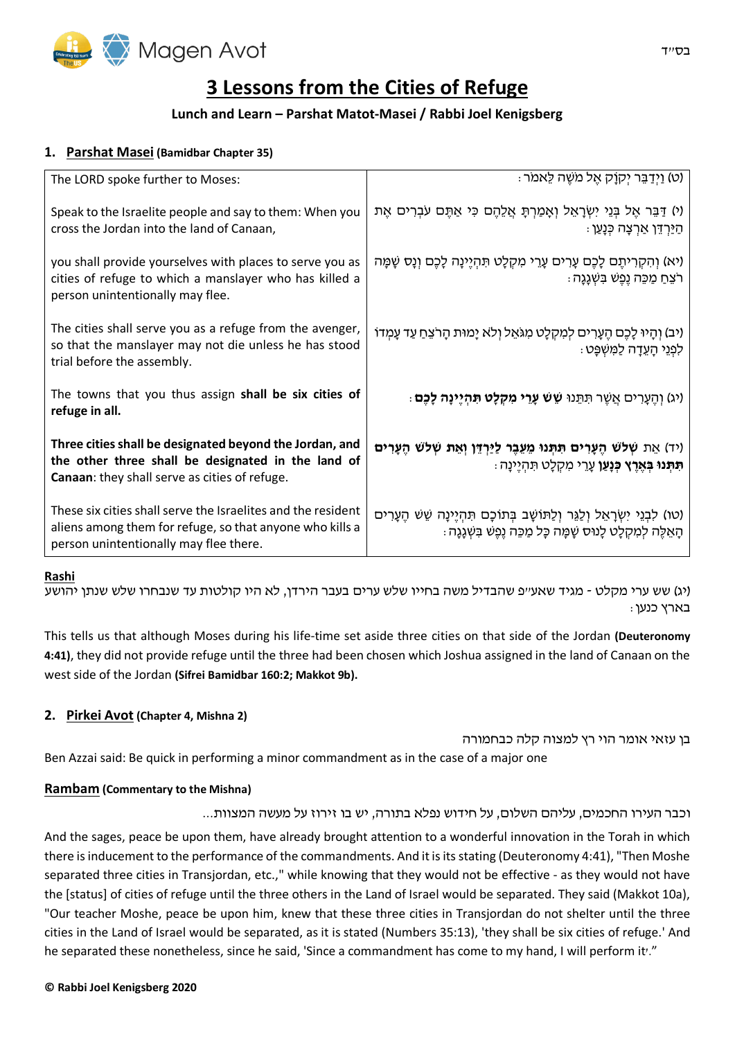בס"ד

# 3 Lessons from the Cities of Refuge

**Lunch and Learn – Parshat Matot-Masei / Rabbi Joel Kenigsberg**

## 1. Parshat Masei (Bamidbar Chapter 35)

| | |
|---|---|
| The LORD spoke further to Moses: | (ט) וַיְדַבֵּר יְקֹוָק אֶל מֹשֶׁה לֵּאמֹר: |
| Speak to the Israelite people and say to them: When you cross the Jordan into the land of Canaan, | (י) דַּבֵּר אֶל בְּנֵי יִשְׂרָאֵל וְאָמַרְתָּ אֲלֵהֶם כִּי אַתֶּם עֹבְרִים אֶת הַיַּרְדֵּן אַרְצָה כְּנָעַן: |
| you shall provide yourselves with places to serve you as cities of refuge to which a manslayer who has killed a person unintentionally may flee. | (יא) וְהִקְרִיתֶם לָכֶם עָרִים עָרֵי מִקְלָט תִּהְיֶינָה לָכֶם וְנָס שָׁמָּה רֹצֵחַ מַכֵּה נֶפֶשׁ בִּשְׁגָגָה: |
| The cities shall serve you as a refuge from the avenger, so that the manslayer may not die unless he has stood trial before the assembly. | (יב) וְהָיוּ לָכֶם הֶעָרִים לְמִקְלָט מִגֹּאֵל וְלֹא יָמוּת הָרֹצֵחַ עַד עָמְדוֹ לִפְנֵי הָעֵדָה לַמִּשְׁפָּט: |
| The towns that you thus assign **shall be six cities of refuge in all.** | (יג) וְהֶעָרִים אֲשֶׁר תִּתֵּנוּ **שֵׁשׁ עָרֵי מִקְלָט תִּהְיֶינָה לָכֶם:** |
| **Three cities shall be designated beyond the Jordan, and the other three shall be designated in the land of Canaan**: they shall serve as cities of refuge. | (יד) אֵת **שְׁלֹשׁ הֶעָרִים תִּתְּנוּ מֵעֵבֶר לַיַּרְדֵּן וְאֵת שְׁלֹשׁ הֶעָרִים תִּתְּנוּ בְּאֶרֶץ כְּנָעַן** עָרֵי מִקְלָט תִּהְיֶינָה: |
| These six cities shall serve the Israelites and the resident aliens among them for refuge, so that anyone who kills a person unintentionally may flee there. | (טו) לִבְנֵי יִשְׂרָאֵל וְלַגֵּר וְלַתּוֹשָׁב בְּתוֹכָם תִּהְיֶינָה שֵׁשׁ הֶעָרִים הָאֵלֶּה לְמִקְלָט לָנוּס שָׁמָּה כָּל מַכֵּה נֶפֶשׁ בִּשְׁגָגָה: |

### Rashi

(יג) שש ערי מקלט - מגיד שאע"פ שהבדיל משה בחייו שלש ערים בעבר הירדן, לא היו קולטות עד שנבחרו שלש שנתן יהושע בארץ כנען:

This tells us that although Moses during his life-time set aside three cities on that side of the Jordan **(Deuteronomy 4:41)**, they did not provide refuge until the three had been chosen which Joshua assigned in the land of Canaan on the west side of the Jordan **(Sifrei Bamidbar 160:2; Makkot 9b).**

## 2. Pirkei Avot (Chapter 4, Mishna 2)

בן עזאי אומר הוי רץ למצוה קלה כבחמורה

Ben Azzai said: Be quick in performing a minor commandment as in the case of a major one

### Rambam (Commentary to the Mishna)

וכבר העירו החכמים, עליהם השלום, על חידוש נפלא בתורה, יש בו זירוז על מעשה המצוות...

And the sages, peace be upon them, have already brought attention to a wonderful innovation in the Torah in which there is inducement to the performance of the commandments. And it is its stating (Deuteronomy 4:41), "Then Moshe separated three cities in Transjordan, etc.," while knowing that they would not be effective - as they would not have the [status] of cities of refuge until the three others in the Land of Israel would be separated. They said (Makkot 10a), "Our teacher Moshe, peace be upon him, knew that these three cities in Transjordan do not shelter until the three cities in the Land of Israel would be separated, as it is stated (Numbers 35:13), 'they shall be six cities of refuge.' And he separated these nonetheless, since he said, 'Since a commandment has come to my hand, I will perform it'."

**© Rabbi Joel Kenigsberg 2020**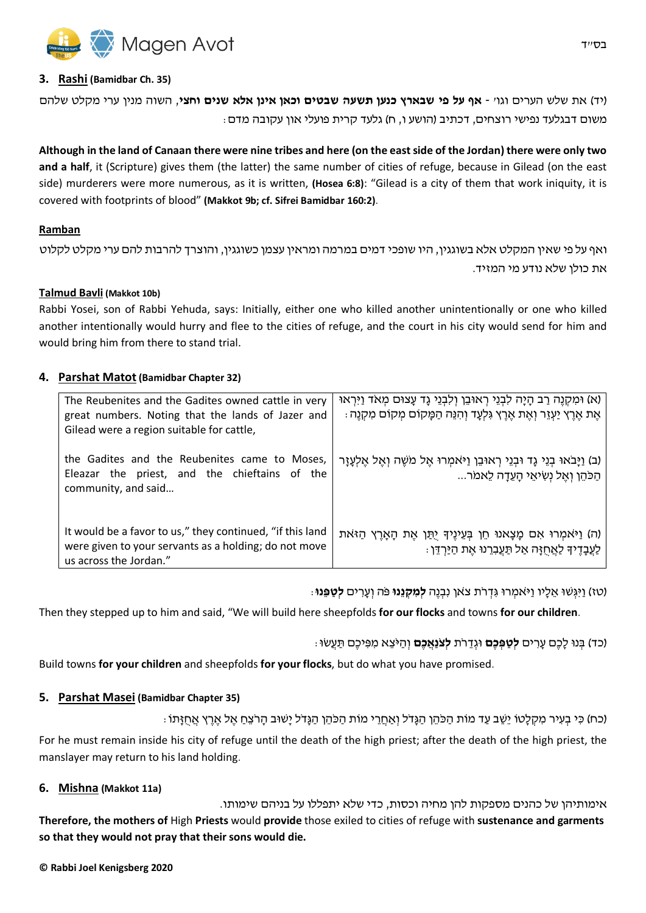### 3. Rashi (Bamidbar Ch. 35)

(יד) את שלש הערים וגו' - **אף על פי שבארץ כנען תשעה שבטים וכאן אינן אלא שנים וחצי**, השוה מנין ערי מקלט שלהם משום דבגלעד נפישי רוצחים, דכתיב (הושע ו, ח) גלעד קרית פועלי און עקובה מדם:

**Although in the land of Canaan there were nine tribes and here (on the east side of the Jordan) there were only two and a half**, it (Scripture) gives them (the latter) the same number of cities of refuge, because in Gilead (on the east side) murderers were more numerous, as it is written, **(Hosea 6:8)**: "Gilead is a city of them that work iniquity, it is covered with footprints of blood" **(Makkot 9b; cf. Sifrei Bamidbar 160:2)**.

**Ramban**

ואף על פי שאין המקלט אלא בשוגגין, היו שופכי דמים במרמה ומראין עצמן כשוגגין, והוצרך להרבות להם ערי מקלט לקלוט את כולן שלא נודע מי המזיד.

**Talmud Bavli (Makkot 10b)**

Rabbi Yosei, son of Rabbi Yehuda, says: Initially, either one who killed another unintentionally or one who killed another intentionally would hurry and flee to the cities of refuge, and the court in his city would send for him and would bring him from there to stand trial.

### 4. Parshat Matot (Bamidbar Chapter 32)

| | |
|---|---|
| The Reubenites and the Gadites owned cattle in very great numbers. Noting that the lands of Jazer and Gilead were a region suitable for cattle, | (א) וּמִקְנֶה רַב הָיָה לִבְנֵי רְאוּבֵן וְלִבְנֵי גָד עָצוּם מְאֹד וַיִּרְאוּ אֶת אֶרֶץ יַעְזֵר וְאֶת אֶרֶץ גִּלְעָד וְהִנֵּה הַמָּקוֹם מְקוֹם מִקְנֶה: |
| the Gadites and the Reubenites came to Moses, Eleazar the priest, and the chieftains of the community, and said… | (ב) וַיָּבֹאוּ בְנֵי גָד וּבְנֵי רְאוּבֵן וַיֹּאמְרוּ אֶל מֹשֶׁה וְאֶל אֶלְעָזָר הַכֹּהֵן וְאֶל נְשִׂיאֵי הָעֵדָה לֵאמֹר... |
| It would be a favor to us," they continued, "if this land were given to your servants as a holding; do not move us across the Jordan." | (ה) וַיֹּאמְרוּ אִם מָצָאנוּ חֵן בְּעֵינֶיךָ יֻתַּן אֶת הָאָרֶץ הַזֹּאת לַעֲבָדֶיךָ לַאֲחֻזָּה אַל תַּעֲבִרֵנוּ אֶת הַיַּרְדֵּן: |

(טז) וַיִּגְּשׁוּ אֵלָיו וַיֹּאמְרוּ גִּדְרֹת צֹאן נִבְנֶה **לְמִקְנֵנוּ** פֹּה וְעָרִים **לְטַפֵּנוּ**:

Then they stepped up to him and said, "We will build here sheepfolds **for our flocks** and towns **for our children**.

(כד) בְּנוּ לָכֶם עָרִים **לְטַפְּכֶם** וּגְדֵרֹת **לְצֹנַאֲכֶם** וְהַיֹּצֵא מִפִּיכֶם תַּעֲשׂוּ:

Build towns **for your children** and sheepfolds **for your flocks**, but do what you have promised.

### 5. Parshat Masei (Bamidbar Chapter 35)

(כח) כִּי בְעִיר מִקְלָטוֹ יֵשֵׁב עַד מוֹת הַכֹּהֵן הַגָּדֹל וְאַחֲרֵי מוֹת הַכֹּהֵן הַגָּדֹל יָשׁוּב הָרֹצֵחַ אֶל אֶרֶץ אֲחֻזָּתוֹ:

For he must remain inside his city of refuge until the death of the high priest; after the death of the high priest, the manslayer may return to his land holding.

### 6. Mishna (Makkot 11a)

אימותיהן של כהנים מספקות להן מחיה וכסות, כדי שלא יתפללו על בניהם שימותו.

**Therefore, the mothers of** High **Priests** would **provide** those exiled to cities of refuge with **sustenance and garments so that they would not pray that their sons would die.**

**© Rabbi Joel Kenigsberg 2020**